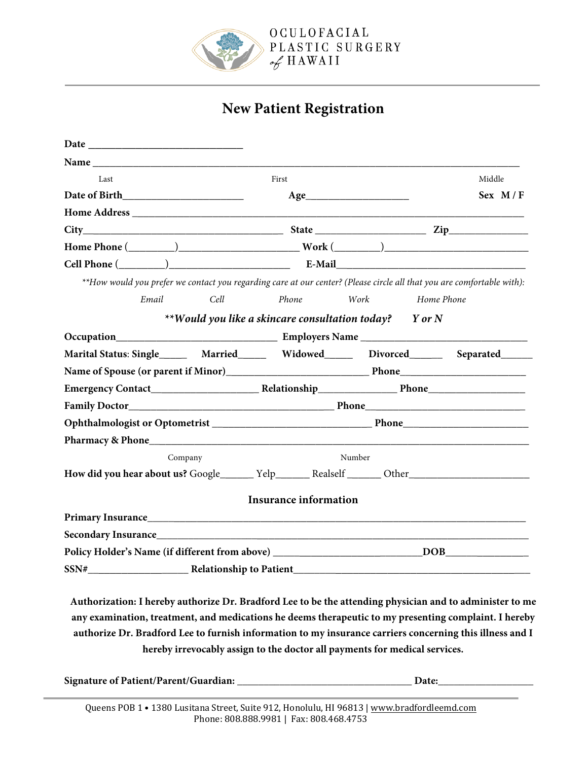OCULOFACIAL PLASTIC SURGERY of HAWAII

# New Patient Registration

**Date** ______________________________

**Name** ___________________________________________________________________________

Last First Middle

**Date of Birth**______________________ **Age**____________________ **Sex M / F**

**Home Address** ___________________________________________________________________

**City**_____________________________________ **State** ____________________ **Zip**_______________

**Home Phone** (________)______________________ **Work** (________)___________________________

**Cell Phone** (________)______________________ **E-Mail**___________________________________

*\*\*How would you prefer we contact you regarding care at our center? (Please circle all that you are comfortable with):*

*Email Cell Phone Work Home Phone*

***\*\*Would you like a skincare consultation today? Y or N***

**Occupation**______________________________ **Employers Name** ________________________________

**Marital Status**: **Single**_____ **Married**_____ **Widowed**_____ **Divorced**______ **Separated**______

**Name of Spouse (or parent if Minor)**__________________________ **Phone**_______________________

**Emergency Contact**___________________ **Relationship**______________ **Phone**__________________

**Family Doctor**_____________________________________ **Phone**______________________________

**Ophthalmologist or Optometrist** _____________________________ **Phone**_______________________

**Pharmacy & Phone**____________________________________________________________________

Company Number

**How did you hear about us?** Google______ Yelp______ Realself ______ Other______________________

## Insurance information

**Primary Insurance**_______________________________________________________________________

**Secondary Insurance**_____________________________________________________________________

**Policy Holder's Name (if different from above)** ____________________________**DOB**_______________

**SSN#**__________________ **Relationship to Patient**____________________________________________

**Authorization: I hereby authorize Dr. Bradford Lee to be the attending physician and to administer to me any examination, treatment, and medications he deems therapeutic to my presenting complaint. I hereby authorize Dr. Bradford Lee to furnish information to my insurance carriers concerning this illness and I hereby irrevocably assign to the doctor all payments for medical services.**

**Signature of Patient/Parent/Guardian:** __________________________________ **Date:**__________________

Queens POB 1 • 1380 Lusitana Street, Suite 912, Honolulu, HI 96813 | www.bradfordleemd.com
Phone: 808.888.9981 | Fax: 808.468.4753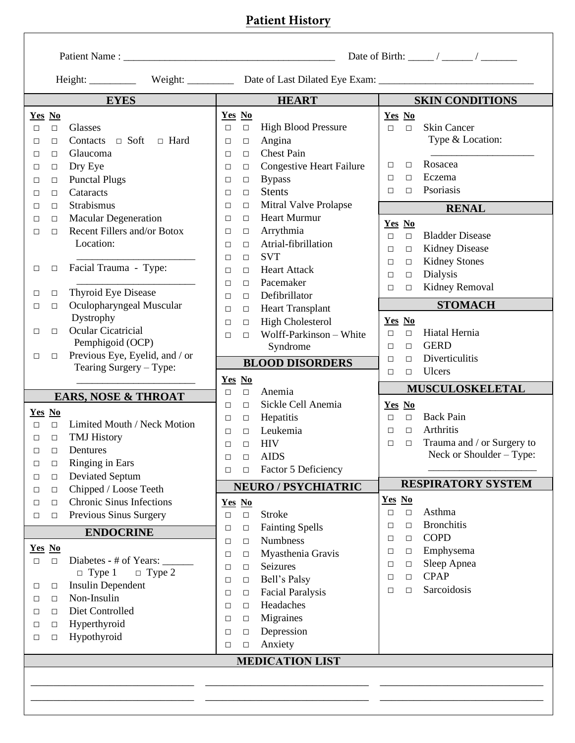# Patient History

Patient Name : ________________________________________ Date of Birth: _____ / ______ / _______

Height: _________ Weight: _________ Date of Last Dilated Eye Exam: ______________________________

## EYES

| Yes | No | |
|---|---|---|
| □ | □ | Glasses |
| □ | □ | Contacts □ Soft □ Hard |
| □ | □ | Glaucoma |
| □ | □ | Dry Eye |
| □ | □ | Punctal Plugs |
| □ | □ | Cataracts |
| □ | □ | Strabismus |
| □ | □ | Macular Degeneration |
| □ | □ | Recent Fillers and/or Botox Location: _______________________ |
| □ | □ | Facial Trauma - Type: _______________________ |
| □ | □ | Thyroid Eye Disease |
| □ | □ | Oculopharyngeal Muscular Dystrophy |
| □ | □ | Ocular Cicatricial Pemphigoid (OCP) |
| □ | □ | Previous Eye, Eyelid, and / or Tearing Surgery – Type: _______________________ |

## EARS, NOSE & THROAT

| Yes | No | |
|---|---|---|
| □ | □ | Limited Mouth / Neck Motion |
| □ | □ | TMJ History |
| □ | □ | Dentures |
| □ | □ | Ringing in Ears |
| □ | □ | Deviated Septum |
| □ | □ | Chipped / Loose Teeth |
| □ | □ | Chronic Sinus Infections |
| □ | □ | Previous Sinus Surgery |

## ENDOCRINE

| Yes | No | |
|---|---|---|
| □ | □ | Diabetes - # of Years: ______ □ Type 1 □ Type 2 |
| □ | □ | Insulin Dependent |
| □ | □ | Non-Insulin |
| □ | □ | Diet Controlled |
| □ | □ | Hyperthyroid |
| □ | □ | Hypothyroid |

## HEART

| Yes | No | |
|---|---|---|
| □ | □ | High Blood Pressure |
| □ | □ | Angina |
| □ | □ | Chest Pain |
| □ | □ | Congestive Heart Failure |
| □ | □ | Bypass |
| □ | □ | Stents |
| □ | □ | Mitral Valve Prolapse |
| □ | □ | Heart Murmur |
| □ | □ | Arrythmia |
| □ | □ | Atrial-fibrillation |
| □ | □ | SVT |
| □ | □ | Heart Attack |
| □ | □ | Pacemaker |
| □ | □ | Defibrillator |
| □ | □ | Heart Transplant |
| □ | □ | High Cholesterol |
| □ | □ | Wolff-Parkinson – White Syndrome |

## BLOOD DISORDERS

| Yes | No | |
|---|---|---|
| □ | □ | Anemia |
| □ | □ | Sickle Cell Anemia |
| □ | □ | Hepatitis |
| □ | □ | Leukemia |
| □ | □ | HIV |
| □ | □ | AIDS |
| □ | □ | Factor 5 Deficiency |

## NEURO / PSYCHIATRIC

| Yes | No | |
|---|---|---|
| □ | □ | Stroke |
| □ | □ | Fainting Spells |
| □ | □ | Numbness |
| □ | □ | Myasthenia Gravis |
| □ | □ | Seizures |
| □ | □ | Bell's Palsy |
| □ | □ | Facial Paralysis |
| □ | □ | Headaches |
| □ | □ | Migraines |
| □ | □ | Depression |
| □ | □ | Anxiety |

## SKIN CONDITIONS

| Yes | No | |
|---|---|---|
| □ | □ | Skin Cancer Type & Location: _____________________ |
| □ | □ | Rosacea |
| □ | □ | Eczema |
| □ | □ | Psoriasis |

## RENAL

| Yes | No | |
|---|---|---|
| □ | □ | Bladder Disease |
| □ | □ | Kidney Disease |
| □ | □ | Kidney Stones |
| □ | □ | Dialysis |
| □ | □ | Kidney Removal |

## STOMACH

| Yes | No | |
|---|---|---|
| □ | □ | Hiatal Hernia |
| □ | □ | GERD |
| □ | □ | Diverticulitis |
| □ | □ | Ulcers |

## MUSCULOSKELETAL

| Yes | No | |
|---|---|---|
| □ | □ | Back Pain |
| □ | □ | Arthritis |
| □ | □ | Trauma and / or Surgery to Neck or Shoulder – Type: _____________________ |

## RESPIRATORY SYSTEM

| Yes | No | |
|---|---|---|
| □ | □ | Asthma |
| □ | □ | Bronchitis |
| □ | □ | COPD |
| □ | □ | Emphysema |
| □ | □ | Sleep Apnea |
| □ | □ | CPAP |
| □ | □ | Sarcoidosis |

## MEDICATION LIST

______________________________ ______________________________ ______________________________

______________________________ ______________________________ ______________________________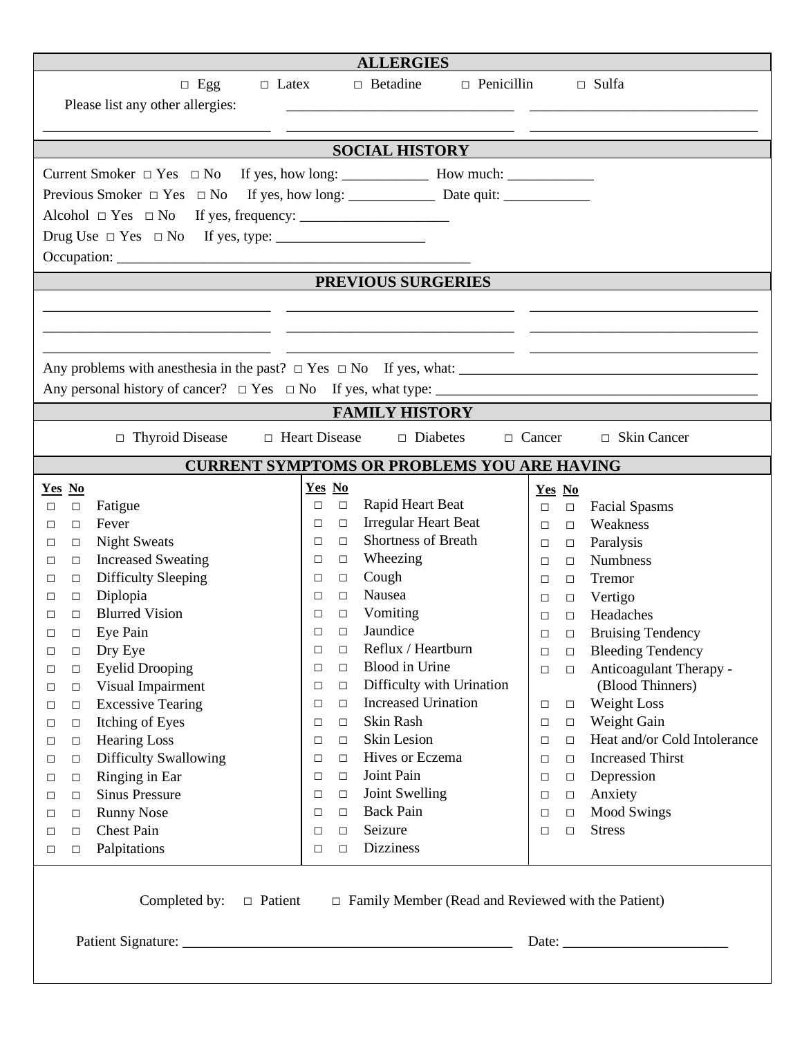## ALLERGIES

□ Egg □ Latex □ Betadine □ Penicillin □ Sulfa

Please list any other allergies: ________________________________ ________________________________

________________________________ ________________________________ ________________________________

## SOCIAL HISTORY

Current Smoker □ Yes □ No If yes, how long: ____________ How much: ____________

Previous Smoker □ Yes □ No If yes, how long: ____________ Date quit: ____________

Alcohol □ Yes □ No If yes, frequency: ____________________

Drug Use □ Yes □ No If yes, type: ____________________

Occupation: __________________________________________________

## PREVIOUS SURGERIES

________________________________ ________________________________ ________________________________

________________________________ ________________________________ ________________________________

________________________________ ________________________________ ________________________________

Any problems with anesthesia in the past? □ Yes □ No If yes, what: ________________________________________

Any personal history of cancer? □ Yes □ No If yes, what type: ________________________________________

## FAMILY HISTORY

□ Thyroid Disease □ Heart Disease □ Diabetes □ Cancer □ Skin Cancer

## CURRENT SYMPTOMS OR PROBLEMS YOU ARE HAVING

| Yes | No | | Yes | No | | Yes | No | |
|---|---|---|---|---|---|---|---|---|
| □ | □ | Fatigue | □ | □ | Rapid Heart Beat | □ | □ | Facial Spasms |
| □ | □ | Fever | □ | □ | Irregular Heart Beat | □ | □ | Weakness |
| □ | □ | Night Sweats | □ | □ | Shortness of Breath | □ | □ | Paralysis |
| □ | □ | Increased Sweating | □ | □ | Wheezing | □ | □ | Numbness |
| □ | □ | Difficulty Sleeping | □ | □ | Cough | □ | □ | Tremor |
| □ | □ | Diplopia | □ | □ | Nausea | □ | □ | Vertigo |
| □ | □ | Blurred Vision | □ | □ | Vomiting | □ | □ | Headaches |
| □ | □ | Eye Pain | □ | □ | Jaundice | □ | □ | Bruising Tendency |
| □ | □ | Dry Eye | □ | □ | Reflux / Heartburn | □ | □ | Bleeding Tendency |
| □ | □ | Eyelid Drooping | □ | □ | Blood in Urine | □ | □ | Anticoagulant Therapy - (Blood Thinners) |
| □ | □ | Visual Impairment | □ | □ | Difficulty with Urination | □ | □ | Weight Loss |
| □ | □ | Excessive Tearing | □ | □ | Increased Urination | □ | □ | Weight Gain |
| □ | □ | Itching of Eyes | □ | □ | Skin Rash | □ | □ | Heat and/or Cold Intolerance |
| □ | □ | Hearing Loss | □ | □ | Skin Lesion | □ | □ | Increased Thirst |
| □ | □ | Difficulty Swallowing | □ | □ | Hives or Eczema | □ | □ | Depression |
| □ | □ | Ringing in Ear | □ | □ | Joint Pain | □ | □ | Anxiety |
| □ | □ | Sinus Pressure | □ | □ | Joint Swelling | □ | □ | Mood Swings |
| □ | □ | Runny Nose | □ | □ | Back Pain | □ | □ | Stress |
| □ | □ | Chest Pain | □ | □ | Seizure | | | |
| □ | □ | Palpitations | □ | □ | Dizziness | | | |

Completed by: □ Patient □ Family Member (Read and Reviewed with the Patient)

Patient Signature: ______________________________________________ Date: ______________________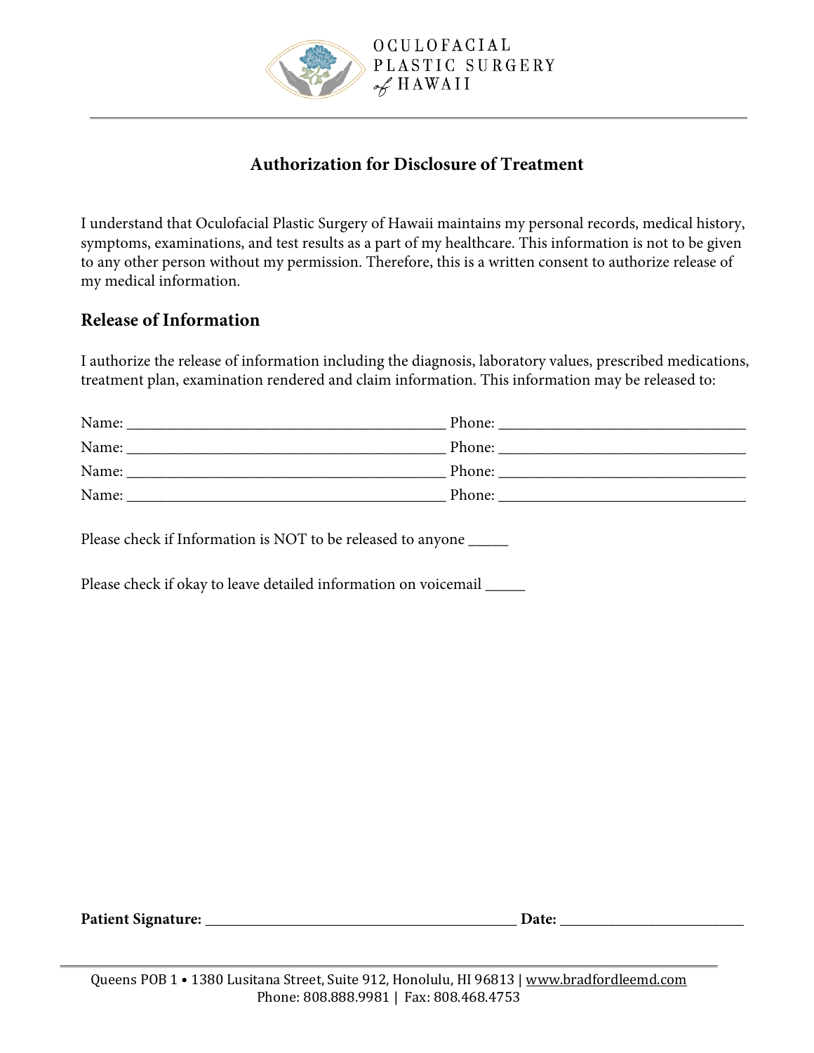OCULOFACIAL PLASTIC SURGERY *of* HAWAII

## Authorization for Disclosure of Treatment

I understand that Oculofacial Plastic Surgery of Hawaii maintains my personal records, medical history, symptoms, examinations, and test results as a part of my healthcare. This information is not to be given to any other person without my permission. Therefore, this is a written consent to authorize release of my medical information.

### Release of Information

I authorize the release of information including the diagnosis, laboratory values, prescribed medications, treatment plan, examination rendered and claim information. This information may be released to:

Name: ________________________________________ Phone: ________________________________

Name: ________________________________________ Phone: ________________________________

Name: ________________________________________ Phone: ________________________________

Name: ________________________________________ Phone: ________________________________

Please check if Information is NOT to be released to anyone _____

Please check if okay to leave detailed information on voicemail _____

**Patient Signature:** ________________________________________ **Date:** ________________________

Queens POB 1 • 1380 Lusitana Street, Suite 912, Honolulu, HI 96813 | www.bradfordleemd.com
Phone: 808.888.9981 | Fax: 808.468.4753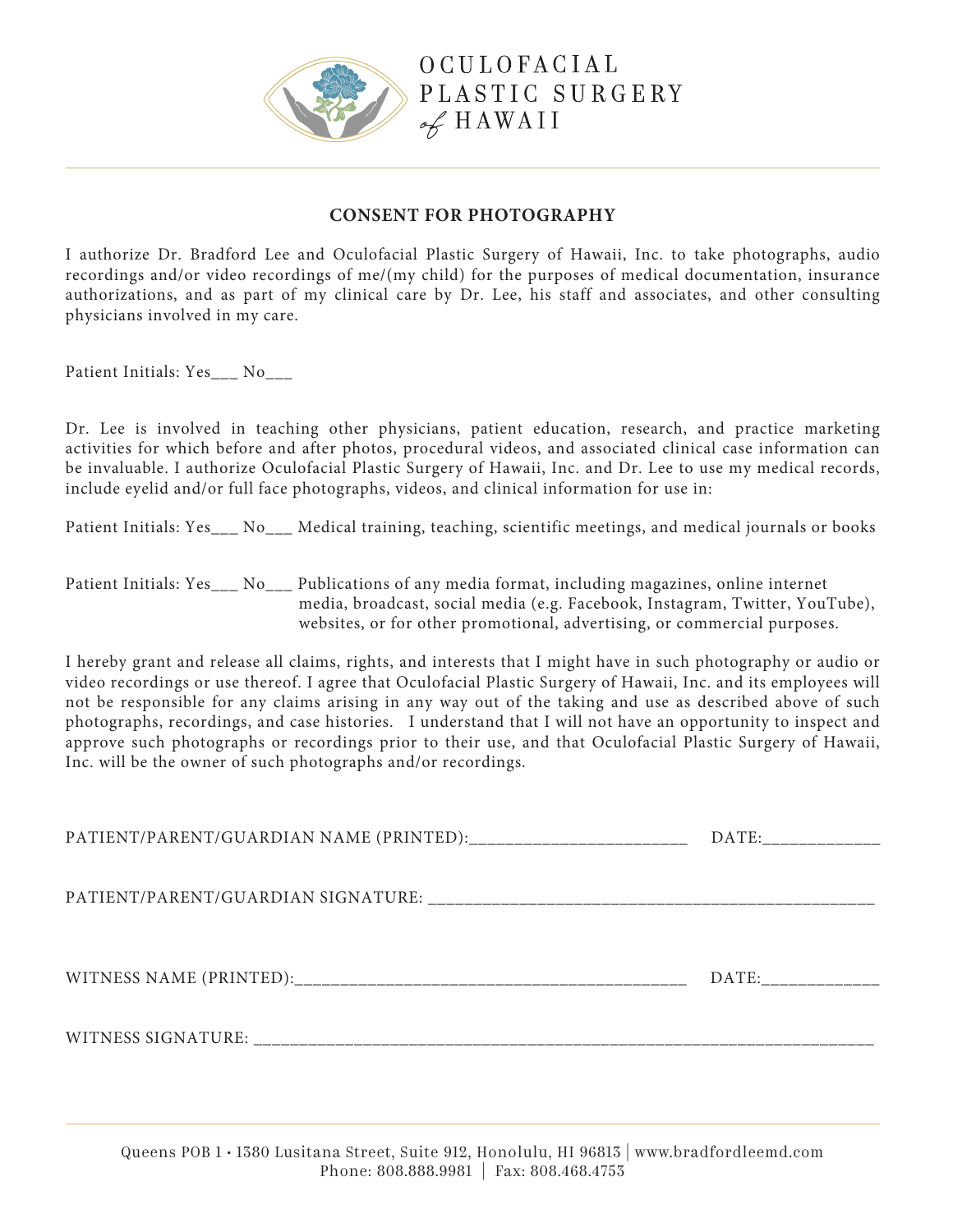OCULOFACIAL
PLASTIC SURGERY
of HAWAII

## CONSENT FOR PHOTOGRAPHY

I authorize Dr. Bradford Lee and Oculofacial Plastic Surgery of Hawaii, Inc. to take photographs, audio recordings and/or video recordings of me/(my child) for the purposes of medical documentation, insurance authorizations, and as part of my clinical care by Dr. Lee, his staff and associates, and other consulting physicians involved in my care.

Patient Initials: Yes___ No___

Dr. Lee is involved in teaching other physicians, patient education, research, and practice marketing activities for which before and after photos, procedural videos, and associated clinical case information can be invaluable. I authorize Oculofacial Plastic Surgery of Hawaii, Inc. and Dr. Lee to use my medical records, include eyelid and/or full face photographs, videos, and clinical information for use in:

Patient Initials: Yes___ No___ Medical training, teaching, scientific meetings, and medical journals or books

Patient Initials: Yes___ No___ Publications of any media format, including magazines, online internet media, broadcast, social media (e.g. Facebook, Instagram, Twitter, YouTube), websites, or for other promotional, advertising, or commercial purposes.

I hereby grant and release all claims, rights, and interests that I might have in such photography or audio or video recordings or use thereof. I agree that Oculofacial Plastic Surgery of Hawaii, Inc. and its employees will not be responsible for any claims arising in any way out of the taking and use as described above of such photographs, recordings, and case histories. I understand that I will not have an opportunity to inspect and approve such photographs or recordings prior to their use, and that Oculofacial Plastic Surgery of Hawaii, Inc. will be the owner of such photographs and/or recordings.

PATIENT/PARENT/GUARDIAN NAME (PRINTED):________________________ DATE:____________

PATIENT/PARENT/GUARDIAN SIGNATURE: ________________________________________________

WITNESS NAME (PRINTED):___________________________________________ DATE:____________

WITNESS SIGNATURE: _____________________________________________________________________

Queens POB 1 • 1380 Lusitana Street, Suite 912, Honolulu, HI 96813 | www.bradfordleemd.com
Phone: 808.888.9981 | Fax: 808.468.4753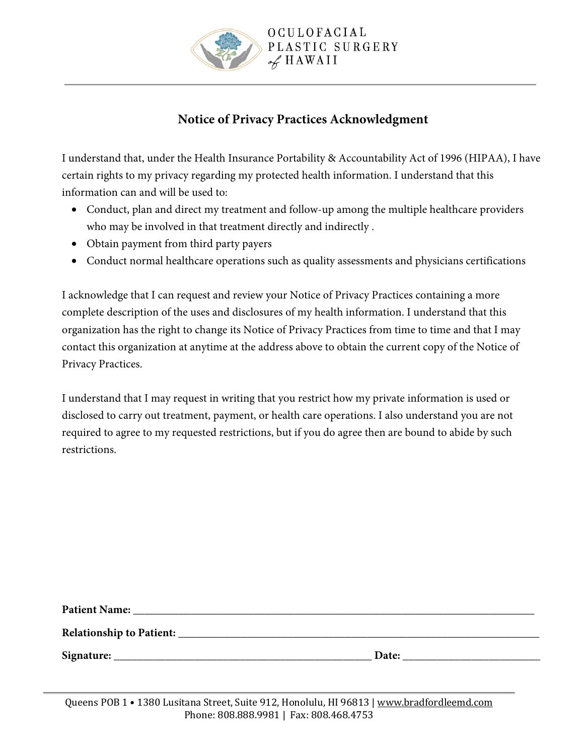OCULOFACIAL PLASTIC SURGERY of HAWAII

## Notice of Privacy Practices Acknowledgment

I understand that, under the Health Insurance Portability & Accountability Act of 1996 (HIPAA), I have certain rights to my privacy regarding my protected health information. I understand that this information can and will be used to:

- Conduct, plan and direct my treatment and follow-up among the multiple healthcare providers who may be involved in that treatment directly and indirectly .
- Obtain payment from third party payers
- Conduct normal healthcare operations such as quality assessments and physicians certifications

I acknowledge that I can request and review your Notice of Privacy Practices containing a more complete description of the uses and disclosures of my health information. I understand that this organization has the right to change its Notice of Privacy Practices from time to time and that I may contact this organization at anytime at the address above to obtain the current copy of the Notice of Privacy Practices.

I understand that I may request in writing that you restrict how my private information is used or disclosed to carry out treatment, payment, or health care operations. I also understand you are not required to agree to my requested restrictions, but if you do agree then are bound to abide by such restrictions.

**Patient Name:** ______________________________________________

**Relationship to Patient:** ______________________________________________

**Signature:** ______________________________ **Date:** ____________________

Queens POB 1 • 1380 Lusitana Street, Suite 912, Honolulu, HI 96813 | www.bradfordleemd.com
Phone: 808.888.9981 | Fax: 808.468.4753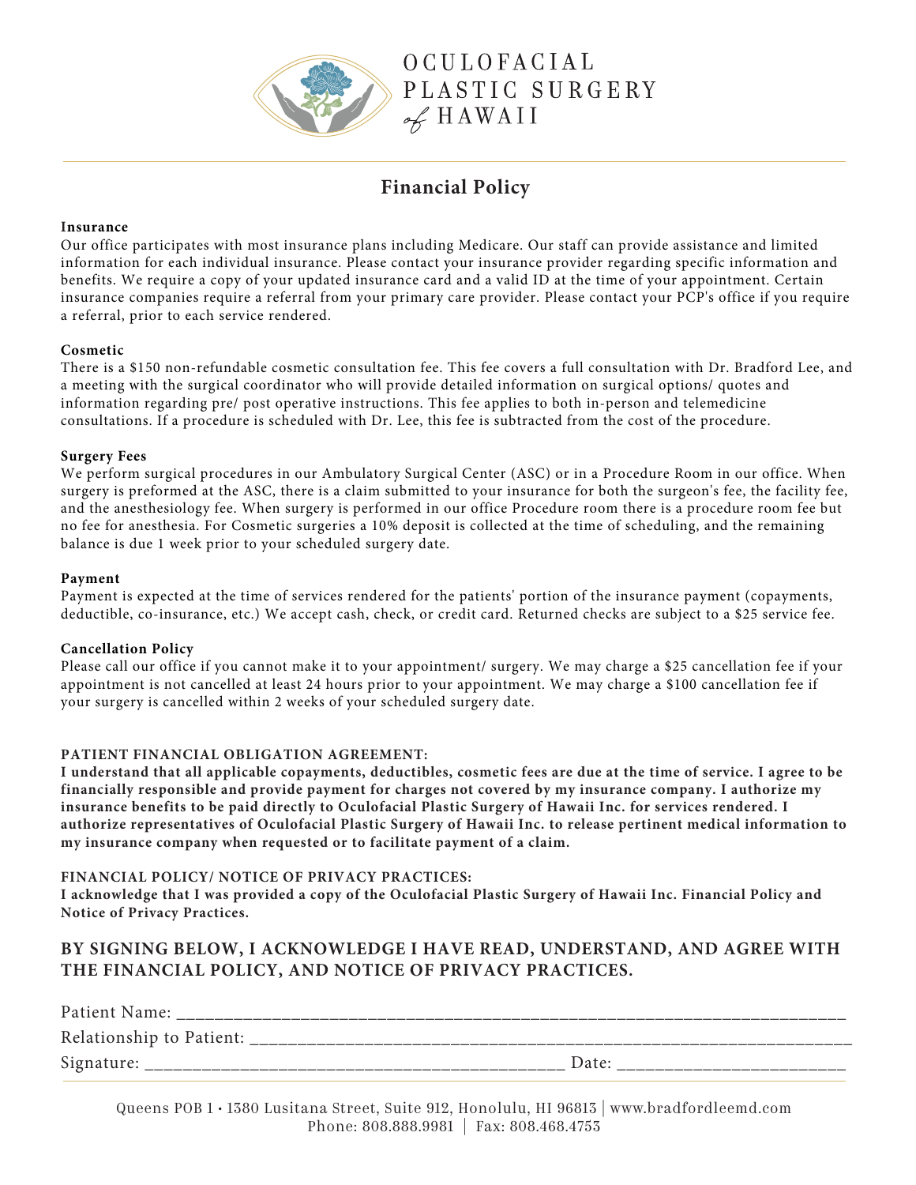OCULOFACIAL PLASTIC SURGERY of HAWAII

# Financial Policy

**Insurance**
Our office participates with most insurance plans including Medicare. Our staff can provide assistance and limited information for each individual insurance. Please contact your insurance provider regarding specific information and benefits. We require a copy of your updated insurance card and a valid ID at the time of your appointment. Certain insurance companies require a referral from your primary care provider. Please contact your PCP's office if you require a referral, prior to each service rendered.

**Cosmetic**
There is a $150 non-refundable cosmetic consultation fee. This fee covers a full consultation with Dr. Bradford Lee, and a meeting with the surgical coordinator who will provide detailed information on surgical options/ quotes and information regarding pre/ post operative instructions. This fee applies to both in-person and telemedicine consultations. If a procedure is scheduled with Dr. Lee, this fee is subtracted from the cost of the procedure.

**Surgery Fees**
We perform surgical procedures in our Ambulatory Surgical Center (ASC) or in a Procedure Room in our office. When surgery is preformed at the ASC, there is a claim submitted to your insurance for both the surgeon's fee, the facility fee, and the anesthesiology fee. When surgery is performed in our office Procedure room there is a procedure room fee but no fee for anesthesia. For Cosmetic surgeries a 10% deposit is collected at the time of scheduling, and the remaining balance is due 1 week prior to your scheduled surgery date.

**Payment**
Payment is expected at the time of services rendered for the patients' portion of the insurance payment (copayments, deductible, co-insurance, etc.) We accept cash, check, or credit card. Returned checks are subject to a $25 service fee.

**Cancellation Policy**
Please call our office if you cannot make it to your appointment/ surgery. We may charge a $25 cancellation fee if your appointment is not cancelled at least 24 hours prior to your appointment. We may charge a $100 cancellation fee if your surgery is cancelled within 2 weeks of your scheduled surgery date.

**PATIENT FINANCIAL OBLIGATION AGREEMENT:**
**I understand that all applicable copayments, deductibles, cosmetic fees are due at the time of service. I agree to be financially responsible and provide payment for charges not covered by my insurance company. I authorize my insurance benefits to be paid directly to Oculofacial Plastic Surgery of Hawaii Inc. for services rendered. I authorize representatives of Oculofacial Plastic Surgery of Hawaii Inc. to release pertinent medical information to my insurance company when requested or to facilitate payment of a claim.**

**FINANCIAL POLICY/ NOTICE OF PRIVACY PRACTICES:**
**I acknowledge that I was provided a copy of the Oculofacial Plastic Surgery of Hawaii Inc. Financial Policy and Notice of Privacy Practices.**

**BY SIGNING BELOW, I ACKNOWLEDGE I HAVE READ, UNDERSTAND, AND AGREE WITH THE FINANCIAL POLICY, AND NOTICE OF PRIVACY PRACTICES.**

Patient Name: ______________________________________________

Relationship to Patient: ______________________________________________

Signature: ______________________________ Date: ____________________

Queens POB 1 • 1380 Lusitana Street, Suite 912, Honolulu, HI 96813 | www.bradfordleemd.com
Phone: 808.888.9981 | Fax: 808.468.4753